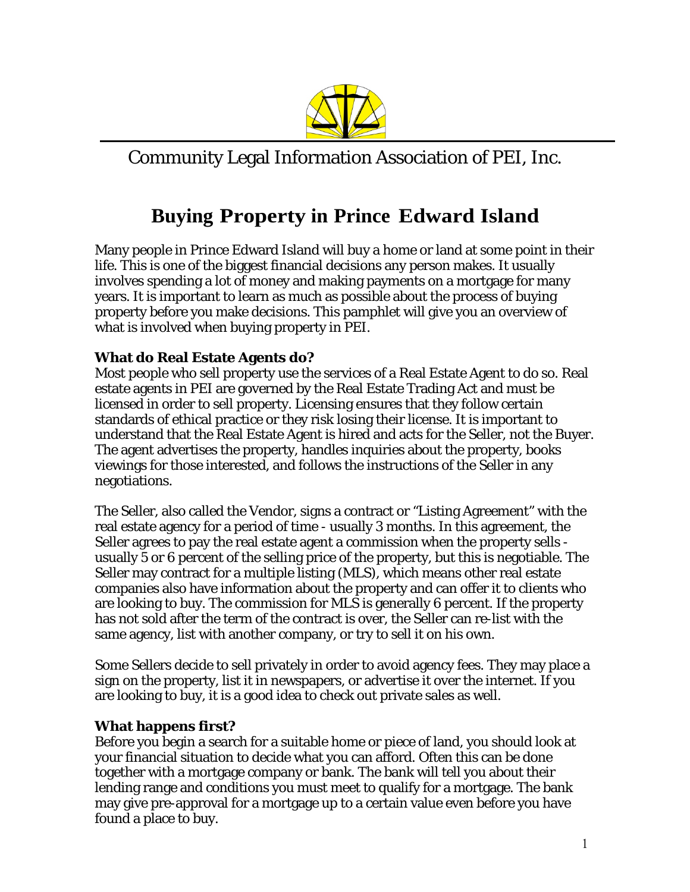Community Legal Information Association of PEI, Inc.

# Buying Property in Prince Edward Island

Many people in Prince Edward Island will buy a home or land at some point in their life. This is one of the biggest financial decisions any person makes. It usually involves spending a lot of money and making payments on a mortgage for many years. It is important to learn as much as possible about the process of buying property before you make decisions. This pamphlet will give you an overview of what is involved when buying property in PEI.

### What do Real Estate Agents do?

Most people who sell property use the services of a Real Estate Agent to do so. Real estate agents in PEI are governed by the Real Estate Trading Act and must be licensed in order to sell property. Licensing ensures that they follow certain standards of ethical practice or they risk losing their license. It is important to understand that the Real Estate Agent is hired and acts for the Seller, not the Buyer. The agent advertises the property, handles inquiries about the property, books viewings for those interested, and follows the instructions of the Seller in any negotiations.

The Seller, also called the Vendor, signs a contract or "Listing Agreement" with the real estate agency for a period of time - usually 3 months. In this agreement, the Seller agrees to pay the real estate agent a commission when the property sells - usually 5 or 6 percent of the selling price of the property, but this is negotiable. The Seller may contract for a multiple listing (MLS), which means other real estate companies also have information about the property and can offer it to clients who are looking to buy. The commission for MLS is generally 6 percent. If the property has not sold after the term of the contract is over, the Seller can re-list with the same agency, list with another company, or try to sell it on his own.

Some Sellers decide to sell privately in order to avoid agency fees. They may place a sign on the property, list it in newspapers, or advertise it over the internet. If you are looking to buy, it is a good idea to check out private sales as well.

### What happens first?

Before you begin a search for a suitable home or piece of land, you should look at your financial situation to decide what you can afford. Often this can be done together with a mortgage company or bank. The bank will tell you about their lending range and conditions you must meet to qualify for a mortgage. The bank may give pre-approval for a mortgage up to a certain value even before you have found a place to buy.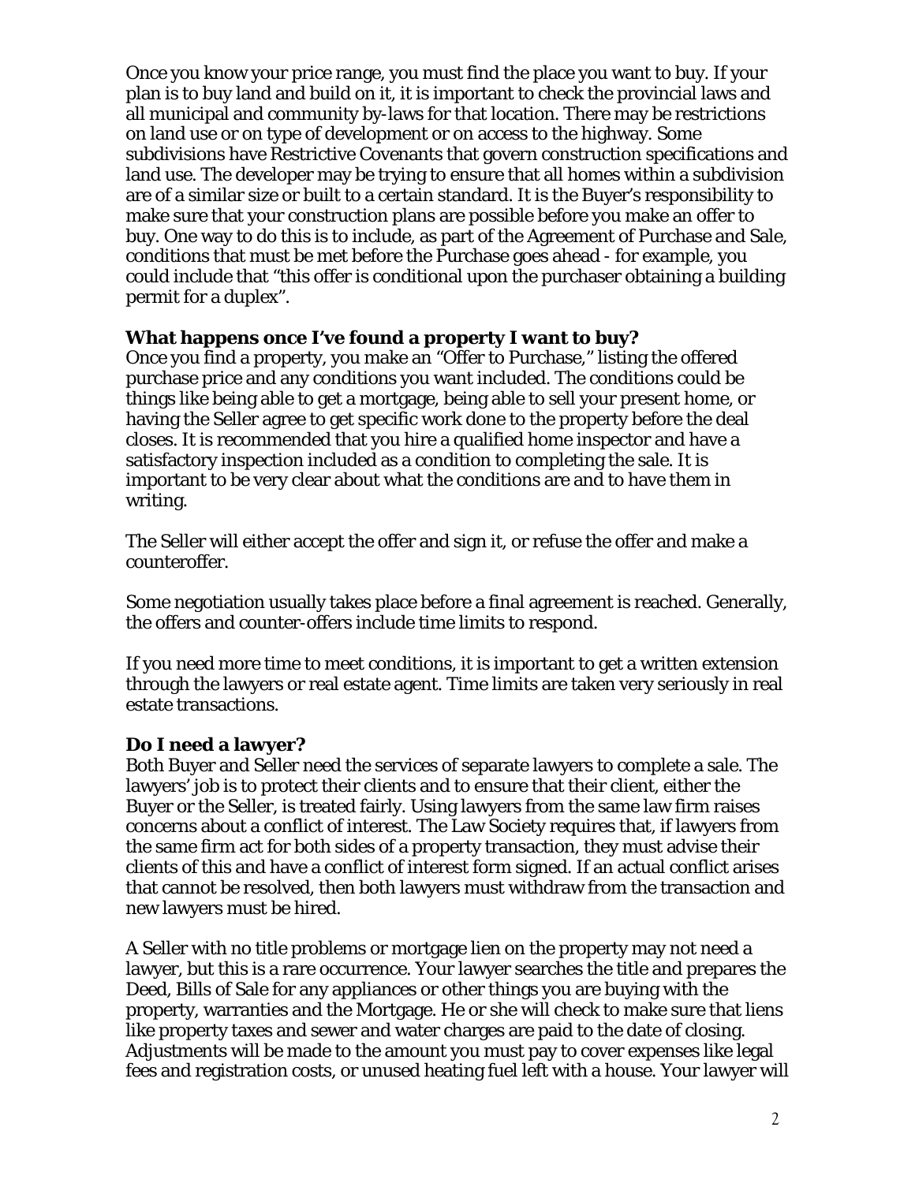Once you know your price range, you must find the place you want to buy. If your plan is to buy land and build on it, it is important to check the provincial laws and all municipal and community by-laws for that location. There may be restrictions on land use or on type of development or on access to the highway. Some subdivisions have Restrictive Covenants that govern construction specifications and land use. The developer may be trying to ensure that all homes within a subdivision are of a similar size or built to a certain standard. It is the Buyer's responsibility to make sure that your construction plans are possible before you make an offer to buy. One way to do this is to include, as part of the Agreement of Purchase and Sale, conditions that must be met before the Purchase goes ahead - for example, you could include that "this offer is conditional upon the purchaser obtaining a building permit for a duplex".

**What happens once I've found a property I want to buy?**

Once you find a property, you make an "Offer to Purchase," listing the offered purchase price and any conditions you want included. The conditions could be things like being able to get a mortgage, being able to sell your present home, or having the Seller agree to get specific work done to the property before the deal closes. It is recommended that you hire a qualified home inspector and have a satisfactory inspection included as a condition to completing the sale. It is important to be very clear about what the conditions are and to have them in writing.

The Seller will either accept the offer and sign it, or refuse the offer and make a counteroffer.

Some negotiation usually takes place before a final agreement is reached. Generally, the offers and counter-offers include time limits to respond.

If you need more time to meet conditions, it is important to get a written extension through the lawyers or real estate agent. Time limits are taken very seriously in real estate transactions.

**Do I need a lawyer?**

Both Buyer and Seller need the services of separate lawyers to complete a sale. The lawyers' job is to protect their clients and to ensure that their client, either the Buyer or the Seller, is treated fairly. Using lawyers from the same law firm raises concerns about a conflict of interest. The Law Society requires that, if lawyers from the same firm act for both sides of a property transaction, they must advise their clients of this and have a conflict of interest form signed. If an actual conflict arises that cannot be resolved, then both lawyers must withdraw from the transaction and new lawyers must be hired.

A Seller with no title problems or mortgage lien on the property may not need a lawyer, but this is a rare occurrence. Your lawyer searches the title and prepares the Deed, Bills of Sale for any appliances or other things you are buying with the property, warranties and the Mortgage. He or she will check to make sure that liens like property taxes and sewer and water charges are paid to the date of closing. Adjustments will be made to the amount you must pay to cover expenses like legal fees and registration costs, or unused heating fuel left with a house. Your lawyer will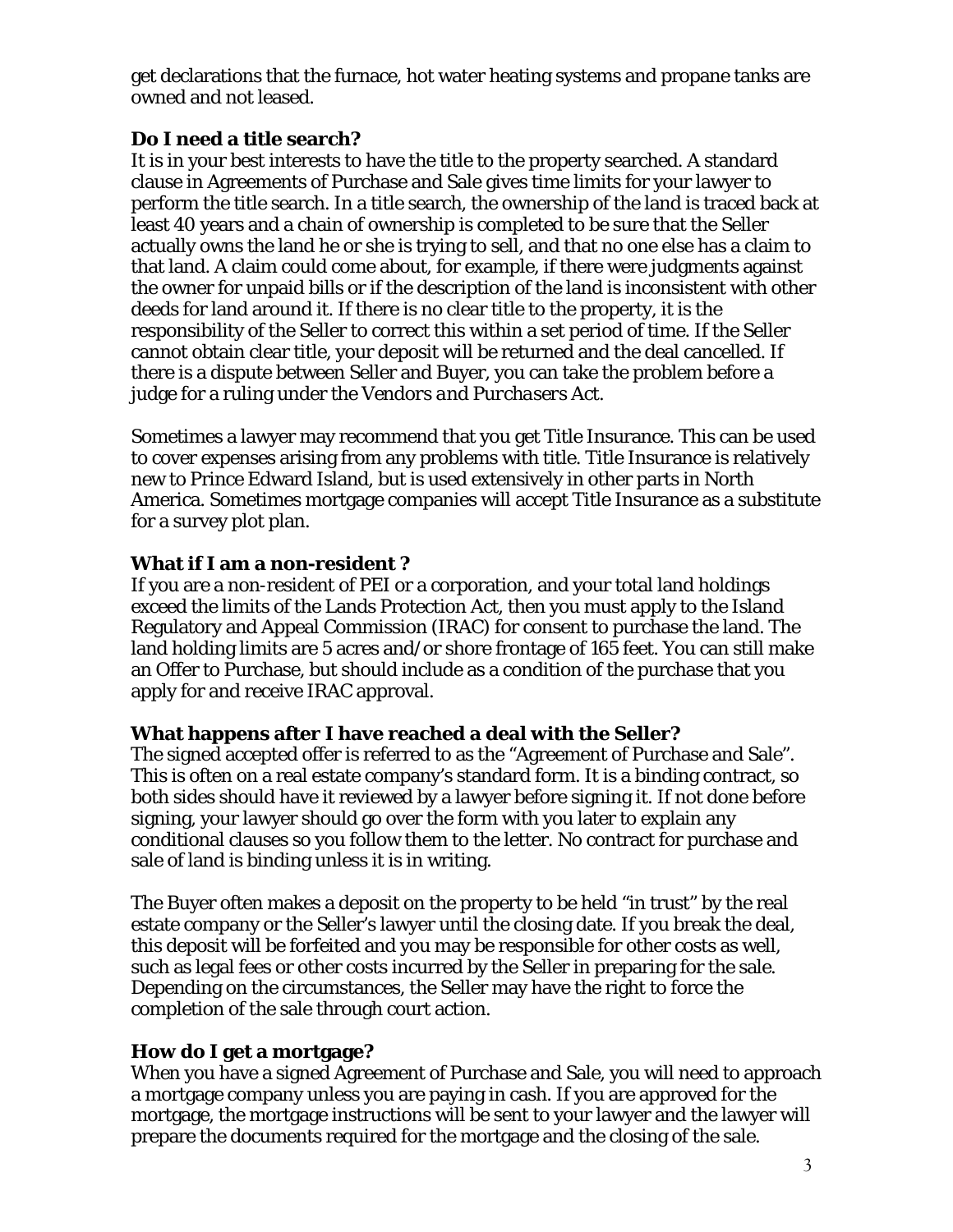get declarations that the furnace, hot water heating systems and propane tanks are owned and not leased.

### Do I need a title search?

It is in your best interests to have the title to the property searched. A standard clause in Agreements of Purchase and Sale gives time limits for your lawyer to perform the title search. In a title search, the ownership of the land is traced back at least 40 years and a chain of ownership is completed to be sure that the Seller actually owns the land he or she is trying to sell, and that no one else has a claim to that land. A claim could come about, for example, if there were judgments against the owner for unpaid bills or if the description of the land is inconsistent with other deeds for land around it. If there is no clear title to the property, it is the responsibility of the Seller to correct this within a set period of time. If the Seller cannot obtain clear title, your deposit will be returned and the deal cancelled. If there is a dispute between Seller and Buyer, you can take the problem before a judge for a ruling under the *Vendors and Purchasers Act*.

Sometimes a lawyer may recommend that you get Title Insurance. This can be used to cover expenses arising from any problems with title. Title Insurance is relatively new to Prince Edward Island, but is used extensively in other parts in North America. Sometimes mortgage companies will accept Title Insurance as a substitute for a survey plot plan.

### What if I am a non-resident ?

If you are a non-resident of PEI or a corporation, and your total land holdings exceed the limits of the Lands Protection Act, then you must apply to the Island Regulatory and Appeal Commission (IRAC) for consent to purchase the land. The land holding limits are 5 acres and/or shore frontage of 165 feet. You can still make an Offer to Purchase, but should include as a condition of the purchase that you apply for and receive IRAC approval.

### What happens after I have reached a deal with the Seller?

The signed accepted offer is referred to as the "Agreement of Purchase and Sale". This is often on a real estate company's standard form. It is a binding contract, so both sides should have it reviewed by a lawyer before signing it. If not done before signing, your lawyer should go over the form with you later to explain any conditional clauses so you follow them to the letter. No contract for purchase and sale of land is binding unless it is in writing.

The Buyer often makes a deposit on the property to be held "in trust" by the real estate company or the Seller's lawyer until the closing date. If you break the deal, this deposit will be forfeited and you may be responsible for other costs as well, such as legal fees or other costs incurred by the Seller in preparing for the sale. Depending on the circumstances, the Seller may have the right to force the completion of the sale through court action.

### How do I get a mortgage?

When you have a signed Agreement of Purchase and Sale, you will need to approach a mortgage company unless you are paying in cash. If you are approved for the mortgage, the mortgage instructions will be sent to your lawyer and the lawyer will prepare the documents required for the mortgage and the closing of the sale.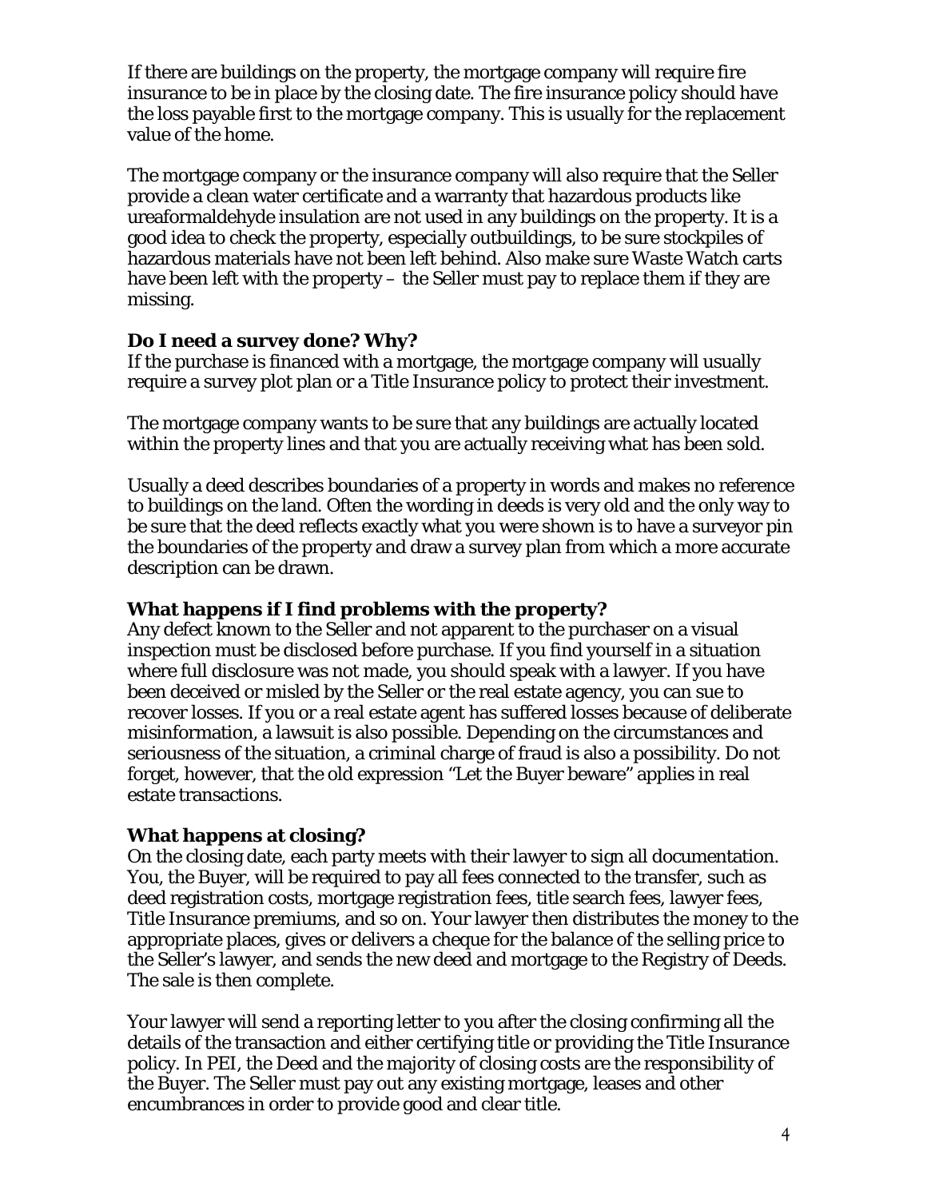If there are buildings on the property, the mortgage company will require fire insurance to be in place by the closing date. The fire insurance policy should have the loss payable first to the mortgage company. This is usually for the replacement value of the home.

The mortgage company or the insurance company will also require that the Seller provide a clean water certificate and a warranty that hazardous products like ureaformaldehyde insulation are not used in any buildings on the property. It is a good idea to check the property, especially outbuildings, to be sure stockpiles of hazardous materials have not been left behind. Also make sure Waste Watch carts have been left with the property – the Seller must pay to replace them if they are missing.

### Do I need a survey done? Why?

If the purchase is financed with a mortgage, the mortgage company will usually require a survey plot plan or a Title Insurance policy to protect their investment.

The mortgage company wants to be sure that any buildings are actually located within the property lines and that you are actually receiving what has been sold.

Usually a deed describes boundaries of a property in words and makes no reference to buildings on the land. Often the wording in deeds is very old and the only way to be sure that the deed reflects exactly what you were shown is to have a surveyor pin the boundaries of the property and draw a survey plan from which a more accurate description can be drawn.

### What happens if I find problems with the property?

Any defect known to the Seller and not apparent to the purchaser on a visual inspection must be disclosed before purchase. If you find yourself in a situation where full disclosure was not made, you should speak with a lawyer. If you have been deceived or misled by the Seller or the real estate agency, you can sue to recover losses. If you or a real estate agent has suffered losses because of deliberate misinformation, a lawsuit is also possible. Depending on the circumstances and seriousness of the situation, a criminal charge of fraud is also a possibility. Do not forget, however, that the old expression "Let the Buyer beware" applies in real estate transactions.

### What happens at closing?

On the closing date, each party meets with their lawyer to sign all documentation. You, the Buyer, will be required to pay all fees connected to the transfer, such as deed registration costs, mortgage registration fees, title search fees, lawyer fees, Title Insurance premiums, and so on. Your lawyer then distributes the money to the appropriate places, gives or delivers a cheque for the balance of the selling price to the Seller's lawyer, and sends the new deed and mortgage to the Registry of Deeds. The sale is then complete.

Your lawyer will send a reporting letter to you after the closing confirming all the details of the transaction and either certifying title or providing the Title Insurance policy. In PEI, the Deed and the majority of closing costs are the responsibility of the Buyer. The Seller must pay out any existing mortgage, leases and other encumbrances in order to provide good and clear title.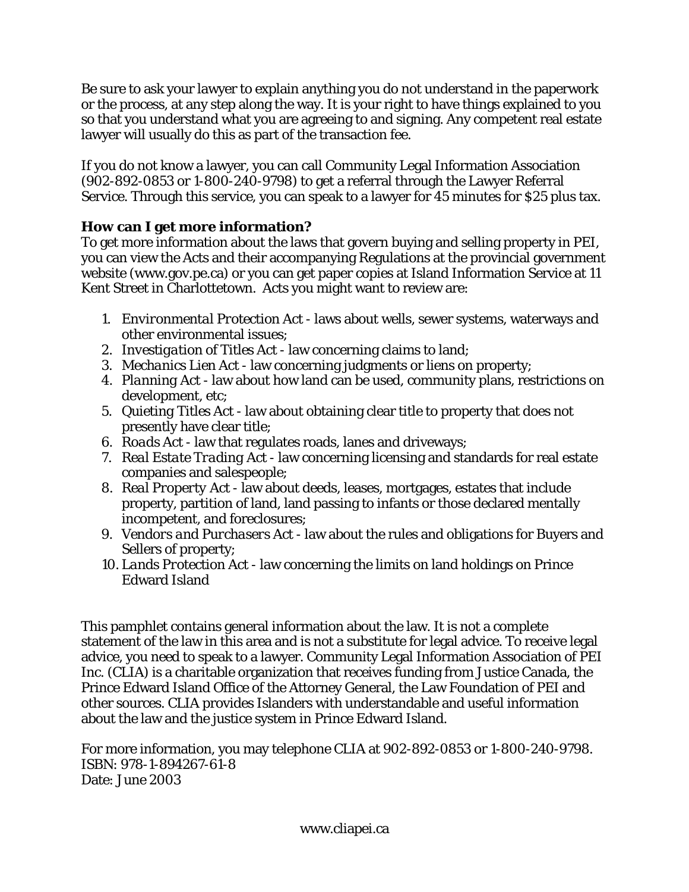Be sure to ask your lawyer to explain anything you do not understand in the paperwork or the process, at any step along the way. It is your right to have things explained to you so that you understand what you are agreeing to and signing. Any competent real estate lawyer will usually do this as part of the transaction fee.

If you do not know a lawyer, you can call Community Legal Information Association (902-892-0853 or 1-800-240-9798) to get a referral through the Lawyer Referral Service. Through this service, you can speak to a lawyer for 45 minutes for $25 plus tax.

**How can I get more information?**

To get more information about the laws that govern buying and selling property in PEI, you can view the Acts and their accompanying Regulations at the provincial government website (www.gov.pe.ca) or you can get paper copies at Island Information Service at 11 Kent Street in Charlottetown. Acts you might want to review are:

1. *Environmental Protection Act* - laws about wells, sewer systems, waterways and other environmental issues;
2. *Investigation of Titles Act* - law concerning claims to land;
3. *Mechanics Lien Act* - law concerning judgments or liens on property;
4. *Planning Act* - law about how land can be used, community plans, restrictions on development, etc;
5. *Quieting Titles Act* - law about obtaining clear title to property that does not presently have clear title;
6. *Roads Act* - law that regulates roads, lanes and driveways;
7. *Real Estate Trading Act* - law concerning licensing and standards for real estate companies and salespeople;
8. *Real Property Act* - law about deeds, leases, mortgages, estates that include property, partition of land, land passing to infants or those declared mentally incompetent, and foreclosures;
9. *Vendors and Purchasers Act* - law about the rules and obligations for Buyers and Sellers of property;
10. *Lands Protection Act* - law concerning the limits on land holdings on Prince Edward Island

This pamphlet contains general information about the law. It is not a complete statement of the law in this area and is not a substitute for legal advice. To receive legal advice, you need to speak to a lawyer. Community Legal Information Association of PEI Inc. (CLIA) is a charitable organization that receives funding from Justice Canada, the Prince Edward Island Office of the Attorney General, the Law Foundation of PEI and other sources. CLIA provides Islanders with understandable and useful information about the law and the justice system in Prince Edward Island.

For more information, you may telephone CLIA at 902-892-0853 or 1-800-240-9798.
ISBN: 978-1-894267-61-8
Date: June 2003

www.cliapei.ca